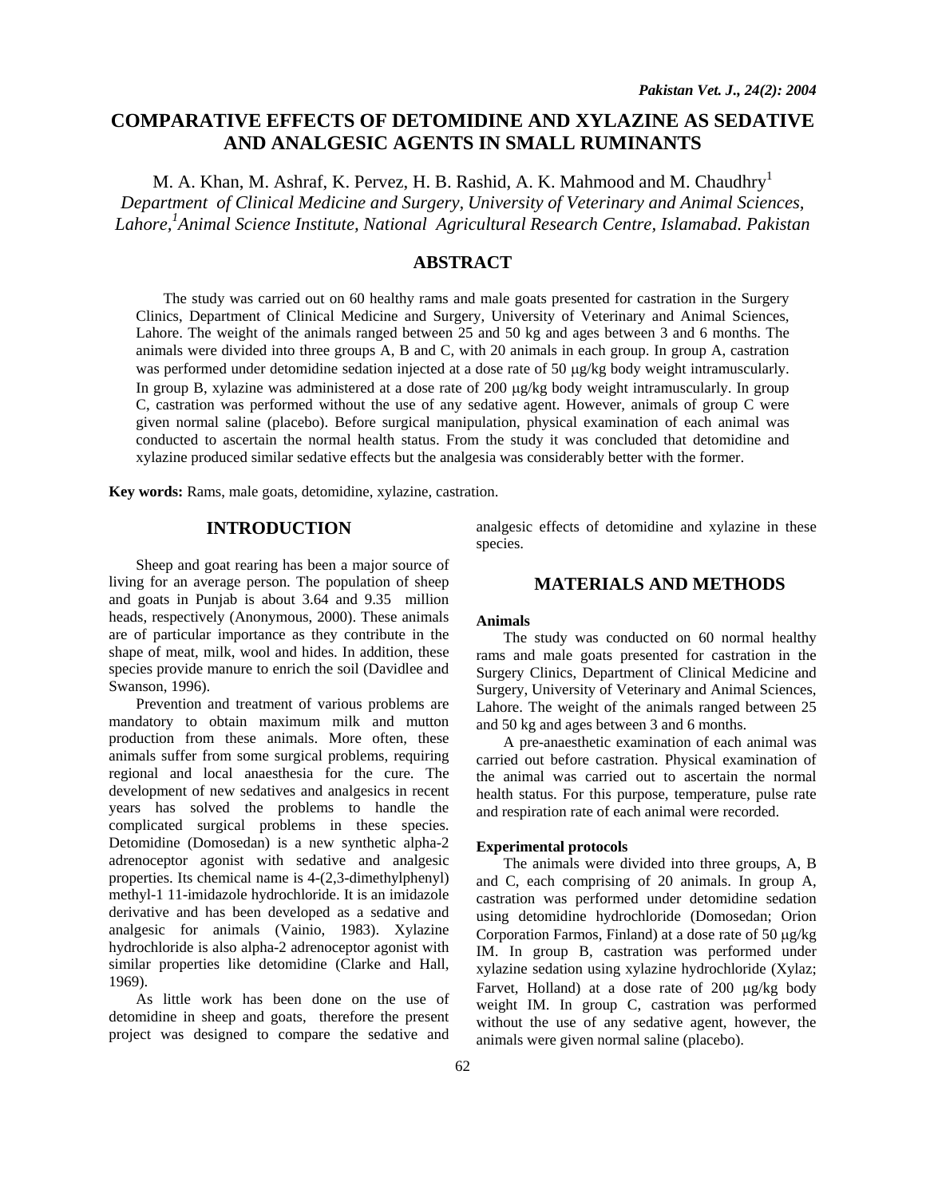# COMPARATIVE EFFECTS OF DETOMIDINE AND XYLAZINE AS SEDATIVE AND ANALGESIC AGENTS IN SMALL RUMINANTS

M. A. Khan, M. Ashraf, K. Pervez, H. B. Rashid, A. K. Mahmood and M. Chaudhry[1]

*Department of Clinical Medicine and Surgery, University of Veterinary and Animal Sciences, Lahore,[1]Animal Science Institute, National Agricultural Research Centre, Islamabad. Pakistan*

## ABSTRACT

The study was carried out on 60 healthy rams and male goats presented for castration in the Surgery Clinics, Department of Clinical Medicine and Surgery, University of Veterinary and Animal Sciences, Lahore. The weight of the animals ranged between 25 and 50 kg and ages between 3 and 6 months. The animals were divided into three groups A, B and C, with 20 animals in each group. In group A, castration was performed under detomidine sedation injected at a dose rate of 50 μg/kg body weight intramuscularly. In group B, xylazine was administered at a dose rate of 200 μg/kg body weight intramuscularly. In group C, castration was performed without the use of any sedative agent. However, animals of group C were given normal saline (placebo). Before surgical manipulation, physical examination of each animal was conducted to ascertain the normal health status. From the study it was concluded that detomidine and xylazine produced similar sedative effects but the analgesia was considerably better with the former.

**Key words:** Rams, male goats, detomidine, xylazine, castration.

## INTRODUCTION

Sheep and goat rearing has been a major source of living for an average person. The population of sheep and goats in Punjab is about 3.64 and 9.35 million heads, respectively (Anonymous, 2000). These animals are of particular importance as they contribute in the shape of meat, milk, wool and hides. In addition, these species provide manure to enrich the soil (Davidlee and Swanson, 1996).

Prevention and treatment of various problems are mandatory to obtain maximum milk and mutton production from these animals. More often, these animals suffer from some surgical problems, requiring regional and local anaesthesia for the cure. The development of new sedatives and analgesics in recent years has solved the problems to handle the complicated surgical problems in these species. Detomidine (Domosedan) is a new synthetic alpha-2 adrenoceptor agonist with sedative and analgesic properties. Its chemical name is 4-(2,3-dimethylphenyl) methyl-1 11-imidazole hydrochloride. It is an imidazole derivative and has been developed as a sedative and analgesic for animals (Vainio, 1983). Xylazine hydrochloride is also alpha-2 adrenoceptor agonist with similar properties like detomidine (Clarke and Hall, 1969).

As little work has been done on the use of detomidine in sheep and goats, therefore the present project was designed to compare the sedative and analgesic effects of detomidine and xylazine in these species.

## MATERIALS AND METHODS

### Animals

The study was conducted on 60 normal healthy rams and male goats presented for castration in the Surgery Clinics, Department of Clinical Medicine and Surgery, University of Veterinary and Animal Sciences, Lahore. The weight of the animals ranged between 25 and 50 kg and ages between 3 and 6 months.

A pre-anaesthetic examination of each animal was carried out before castration. Physical examination of the animal was carried out to ascertain the normal health status. For this purpose, temperature, pulse rate and respiration rate of each animal were recorded.

### Experimental protocols

The animals were divided into three groups, A, B and C, each comprising of 20 animals. In group A, castration was performed under detomidine sedation using detomidine hydrochloride (Domosedan; Orion Corporation Farmos, Finland) at a dose rate of 50 μg/kg IM. In group B, castration was performed under xylazine sedation using xylazine hydrochloride (Xylaz; Farvet, Holland) at a dose rate of 200 μg/kg body weight IM. In group C, castration was performed without the use of any sedative agent, however, the animals were given normal saline (placebo).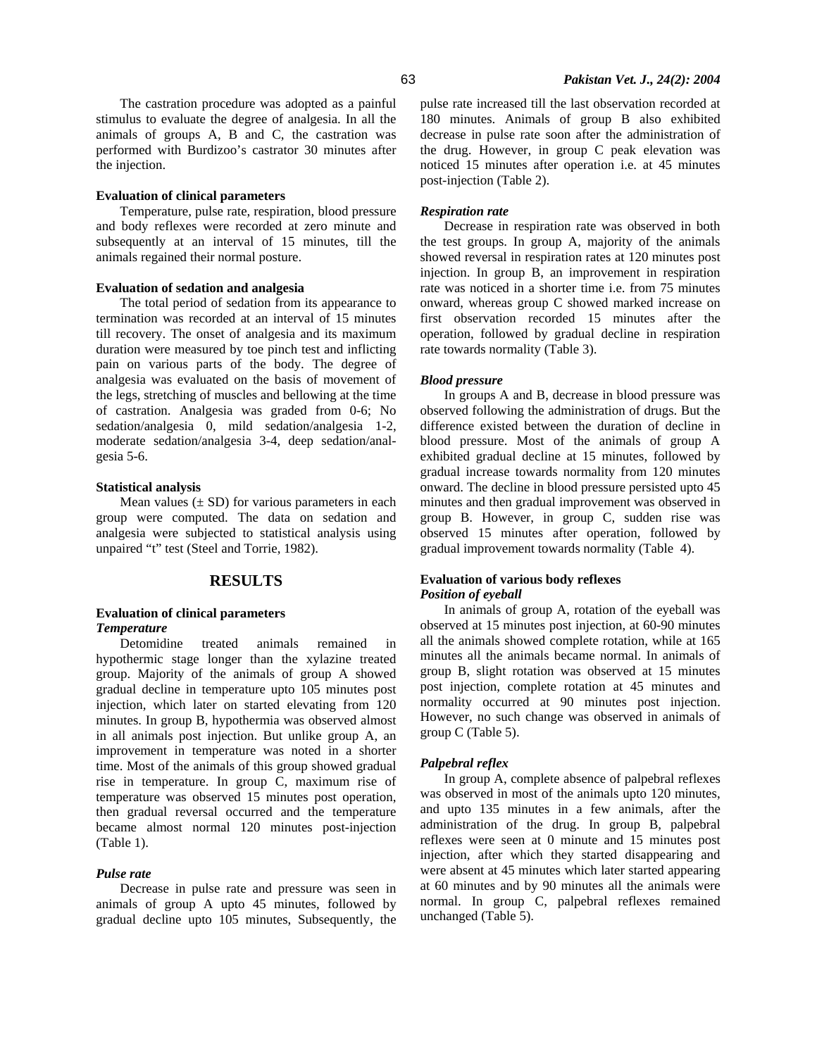The castration procedure was adopted as a painful stimulus to evaluate the degree of analgesia. In all the animals of groups A, B and C, the castration was performed with Burdizoo's castrator 30 minutes after the injection.

**Evaluation of clinical parameters**

Temperature, pulse rate, respiration, blood pressure and body reflexes were recorded at zero minute and subsequently at an interval of 15 minutes, till the animals regained their normal posture.

**Evaluation of sedation and analgesia**

The total period of sedation from its appearance to termination was recorded at an interval of 15 minutes till recovery. The onset of analgesia and its maximum duration were measured by toe pinch test and inflicting pain on various parts of the body. The degree of analgesia was evaluated on the basis of movement of the legs, stretching of muscles and bellowing at the time of castration. Analgesia was graded from 0-6; No sedation/analgesia 0, mild sedation/analgesia 1-2, moderate sedation/analgesia 3-4, deep sedation/analgesia 5-6.

**Statistical analysis**

Mean values (± SD) for various parameters in each group were computed. The data on sedation and analgesia were subjected to statistical analysis using unpaired "t" test (Steel and Torrie, 1982).

## RESULTS

**Evaluation of clinical parameters**

***Temperature***

Detomidine treated animals remained in hypothermic stage longer than the xylazine treated group. Majority of the animals of group A showed gradual decline in temperature upto 105 minutes post injection, which later on started elevating from 120 minutes. In group B, hypothermia was observed almost in all animals post injection. But unlike group A, an improvement in temperature was noted in a shorter time. Most of the animals of this group showed gradual rise in temperature. In group C, maximum rise of temperature was observed 15 minutes post operation, then gradual reversal occurred and the temperature became almost normal 120 minutes post-injection (Table 1).

***Pulse rate***

Decrease in pulse rate and pressure was seen in animals of group A upto 45 minutes, followed by gradual decline upto 105 minutes, Subsequently, the pulse rate increased till the last observation recorded at 180 minutes. Animals of group B also exhibited decrease in pulse rate soon after the administration of the drug. However, in group C peak elevation was noticed 15 minutes after operation i.e. at 45 minutes post-injection (Table 2).

***Respiration rate***

Decrease in respiration rate was observed in both the test groups. In group A, majority of the animals showed reversal in respiration rates at 120 minutes post injection. In group B, an improvement in respiration rate was noticed in a shorter time i.e. from 75 minutes onward, whereas group C showed marked increase on first observation recorded 15 minutes after the operation, followed by gradual decline in respiration rate towards normality (Table 3).

***Blood pressure***

In groups A and B, decrease in blood pressure was observed following the administration of drugs. But the difference existed between the duration of decline in blood pressure. Most of the animals of group A exhibited gradual decline at 15 minutes, followed by gradual increase towards normality from 120 minutes onward. The decline in blood pressure persisted upto 45 minutes and then gradual improvement was observed in group B. However, in group C, sudden rise was observed 15 minutes after operation, followed by gradual improvement towards normality (Table 4).

**Evaluation of various body reflexes**

***Position of eyeball***

In animals of group A, rotation of the eyeball was observed at 15 minutes post injection, at 60-90 minutes all the animals showed complete rotation, while at 165 minutes all the animals became normal. In animals of group B, slight rotation was observed at 15 minutes post injection, complete rotation at 45 minutes and normality occurred at 90 minutes post injection. However, no such change was observed in animals of group C (Table 5).

***Palpebral reflex***

In group A, complete absence of palpebral reflexes was observed in most of the animals upto 120 minutes, and upto 135 minutes in a few animals, after the administration of the drug. In group B, palpebral reflexes were seen at 0 minute and 15 minutes post injection, after which they started disappearing and were absent at 45 minutes which later started appearing at 60 minutes and by 90 minutes all the animals were normal. In group C, palpebral reflexes remained unchanged (Table 5).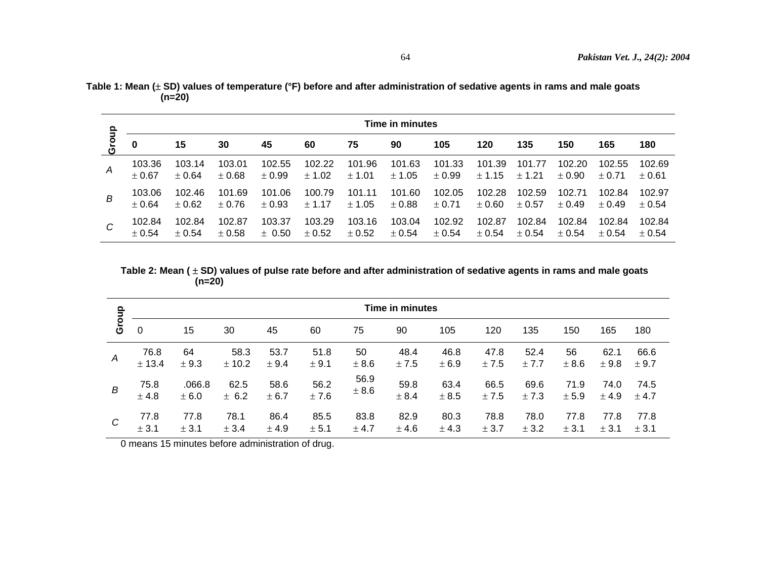**Table 1: Mean (± SD) values of temperature (°F) before and after administration of sedative agents in rams and male goats (n=20)**

| Group | Time in minutes | | | | | | | | | | | | |
|---|---|---|---|---|---|---|---|---|---|---|---|---|---|
| | **0** | **15** | **30** | **45** | **60** | **75** | **90** | **105** | **120** | **135** | **150** | **165** | **180** |
| *A* | 103.36 ± 0.67 | 103.14 ± 0.64 | 103.01 ± 0.68 | 102.55 ± 0.99 | 102.22 ± 1.02 | 101.96 ± 1.01 | 101.63 ± 1.05 | 101.33 ± 0.99 | 101.39 ± 1.15 | 101.77 ± 1.21 | 102.20 ± 0.90 | 102.55 ± 0.71 | 102.69 ± 0.61 |
| *B* | 103.06 ± 0.64 | 102.46 ± 0.62 | 101.69 ± 0.76 | 101.06 ± 0.93 | 100.79 ± 1.17 | 101.11 ± 1.05 | 101.60 ± 0.88 | 102.05 ± 0.71 | 102.28 ± 0.60 | 102.59 ± 0.57 | 102.71 ± 0.49 | 102.84 ± 0.49 | 102.97 ± 0.54 |
| *C* | 102.84 ± 0.54 | 102.84 ± 0.54 | 102.87 ± 0.58 | 103.37 ± 0.50 | 103.29 ± 0.52 | 103.16 ± 0.52 | 103.04 ± 0.54 | 102.92 ± 0.54 | 102.87 ± 0.54 | 102.84 ± 0.54 | 102.84 ± 0.54 | 102.84 ± 0.54 | 102.84 ± 0.54 |

**Table 2: Mean ( ± SD) values of pulse rate before and after administration of sedative agents in rams and male goats (n=20)**

| Group | Time in minutes | | | | | | | | | | | | |
|---|---|---|---|---|---|---|---|---|---|---|---|---|---|
| | 0 | 15 | 30 | 45 | 60 | 75 | 90 | 105 | 120 | 135 | 150 | 165 | 180 |
| *A* | 76.8 ± 13.4 | 64 ± 9.3 | 58.3 ± 10.2 | 53.7 ± 9.4 | 51.8 ± 9.1 | 50 ± 8.6 | 48.4 ± 7.5 | 46.8 ± 6.9 | 47.8 ± 7.5 | 52.4 ± 7.7 | 56 ± 8.6 | 62.1 ± 9.8 | 66.6 ± 9.7 |
| *B* | 75.8 ± 4.8 | .066.8 ± 6.0 | 62.5 ± 6.2 | 58.6 ± 6.7 | 56.2 ± 7.6 | 56.9 ± 8.6 | 59.8 ± 8.4 | 63.4 ± 8.5 | 66.5 ± 7.5 | 69.6 ± 7.3 | 71.9 ± 5.9 | 74.0 ± 4.9 | 74.5 ± 4.7 |
| *C* | 77.8 ± 3.1 | 77.8 ± 3.1 | 78.1 ± 3.4 | 86.4 ± 4.9 | 85.5 ± 5.1 | 83.8 ± 4.7 | 82.9 ± 4.6 | 80.3 ± 4.3 | 78.8 ± 3.7 | 78.0 ± 3.2 | 77.8 ± 3.1 | 77.8 ± 3.1 | 77.8 ± 3.1 |

0 means 15 minutes before administration of drug.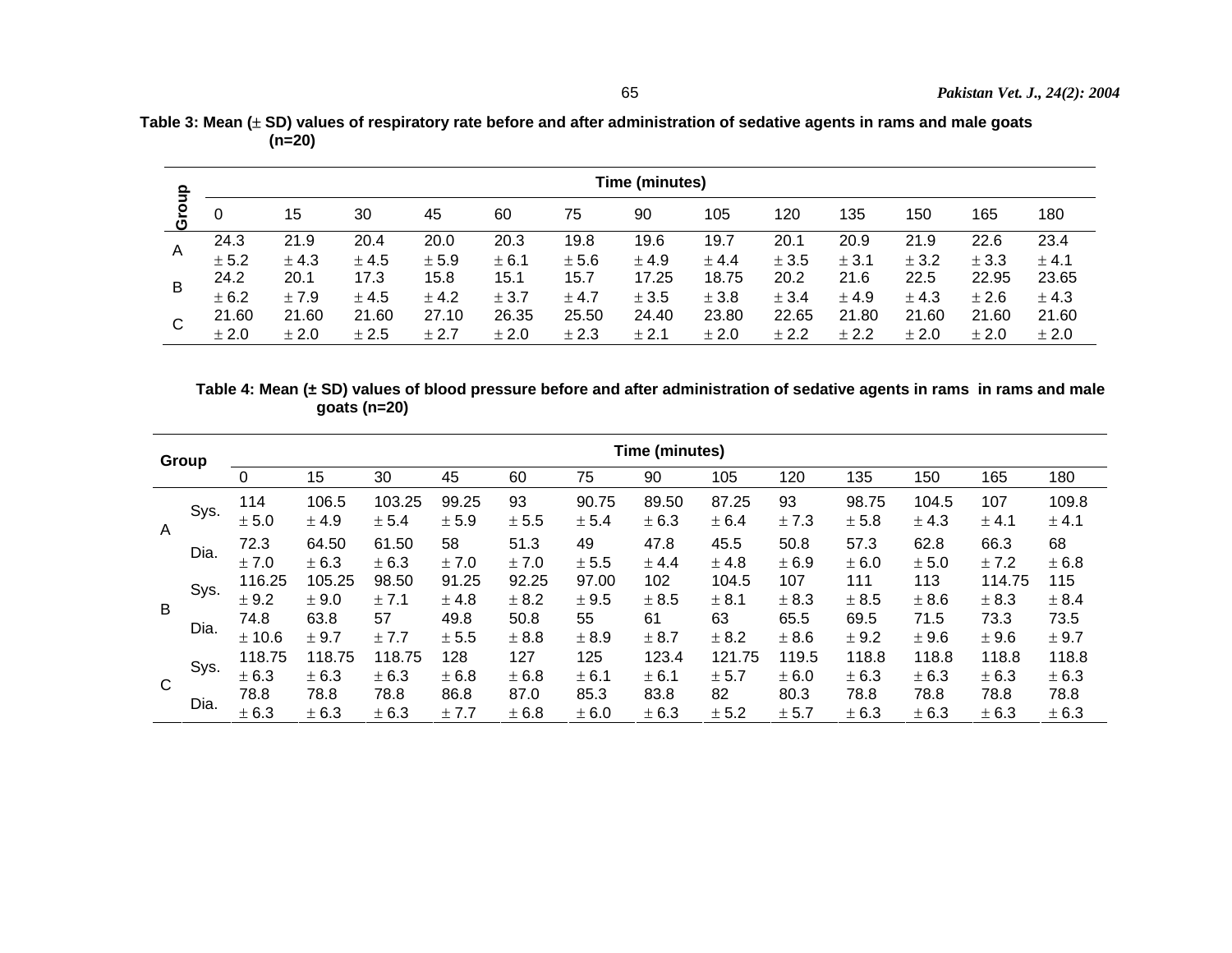**Table 3: Mean (± SD) values of respiratory rate before and after administration of sedative agents in rams and male goats (n=20)**

| Group | Time (minutes) | | | | | | | | | | | | |
|---|---|---|---|---|---|---|---|---|---|---|---|---|---|
| | 0 | 15 | 30 | 45 | 60 | 75 | 90 | 105 | 120 | 135 | 150 | 165 | 180 |
| A | 24.3 ± 5.2 | 21.9 ± 4.3 | 20.4 ± 4.5 | 20.0 ± 5.9 | 20.3 ± 6.1 | 19.8 ± 5.6 | 19.6 ± 4.9 | 19.7 ± 4.4 | 20.1 ± 3.5 | 20.9 ± 3.1 | 21.9 ± 3.2 | 22.6 ± 3.3 | 23.4 ± 4.1 |
| B | 24.2 ± 6.2 | 20.1 ± 7.9 | 17.3 ± 4.5 | 15.8 ± 4.2 | 15.1 ± 3.7 | 15.7 ± 4.7 | 17.25 ± 3.5 | 18.75 ± 3.8 | 20.2 ± 3.4 | 21.6 ± 4.9 | 22.5 ± 4.3 | 22.95 ± 2.6 | 23.65 ± 4.3 |
| C | 21.60 ± 2.0 | 21.60 ± 2.0 | 21.60 ± 2.5 | 27.10 ± 2.7 | 26.35 ± 2.0 | 25.50 ± 2.3 | 24.40 ± 2.1 | 23.80 ± 2.0 | 22.65 ± 2.2 | 21.80 ± 2.2 | 21.60 ± 2.0 | 21.60 ± 2.0 | 21.60 ± 2.0 |

**Table 4: Mean (± SD) values of blood pressure before and after administration of sedative agents in rams in rams and male goats (n=20)**

| Group | | Time (minutes) | | | | | | | | | | | | |
|---|---|---|---|---|---|---|---|---|---|---|---|---|---|---|
| | | 0 | 15 | 30 | 45 | 60 | 75 | 90 | 105 | 120 | 135 | 150 | 165 | 180 |
| A | Sys. | 114 ± 5.0 | 106.5 ± 4.9 | 103.25 ± 5.4 | 99.25 ± 5.9 | 93 ± 5.5 | 90.75 ± 5.4 | 89.50 ± 6.3 | 87.25 ± 6.4 | 93 ± 7.3 | 98.75 ± 5.8 | 104.5 ± 4.3 | 107 ± 4.1 | 109.8 ± 4.1 |
| | Dia. | 72.3 ± 7.0 | 64.50 ± 6.3 | 61.50 ± 6.3 | 58 ± 7.0 | 51.3 ± 7.0 | 49 ± 5.5 | 47.8 ± 4.4 | 45.5 ± 4.8 | 50.8 ± 6.9 | 57.3 ± 6.0 | 62.8 ± 5.0 | 66.3 ± 7.2 | 68 ± 6.8 |
| B | Sys. | 116.25 ± 9.2 | 105.25 ± 9.0 | 98.50 ± 7.1 | 91.25 ± 4.8 | 92.25 ± 8.2 | 97.00 ± 9.5 | 102 ± 8.5 | 104.5 ± 8.1 | 107 ± 8.3 | 111 ± 8.5 | 113 ± 8.6 | 114.75 ± 8.3 | 115 ± 8.4 |
| | Dia. | 74.8 ± 10.6 | 63.8 ± 9.7 | 57 ± 7.7 | 49.8 ± 5.5 | 50.8 ± 8.8 | 55 ± 8.9 | 61 ± 8.7 | 63 ± 8.2 | 65.5 ± 8.6 | 69.5 ± 9.2 | 71.5 ± 9.6 | 73.3 ± 9.6 | 73.5 ± 9.7 |
| C | Sys. | 118.75 ± 6.3 | 118.75 ± 6.3 | 118.75 ± 6.3 | 128 ± 6.8 | 127 ± 6.8 | 125 ± 6.1 | 123.4 ± 6.1 | 121.75 ± 5.7 | 119.5 ± 6.0 | 118.8 ± 6.3 | 118.8 ± 6.3 | 118.8 ± 6.3 | 118.8 ± 6.3 |
| | Dia. | 78.8 ± 6.3 | 78.8 ± 6.3 | 78.8 ± 6.3 | 86.8 ± 7.7 | 87.0 ± 6.8 | 85.3 ± 6.0 | 83.8 ± 6.3 | 82 ± 5.2 | 80.3 ± 5.7 | 78.8 ± 6.3 | 78.8 ± 6.3 | 78.8 ± 6.3 | 78.8 ± 6.3 |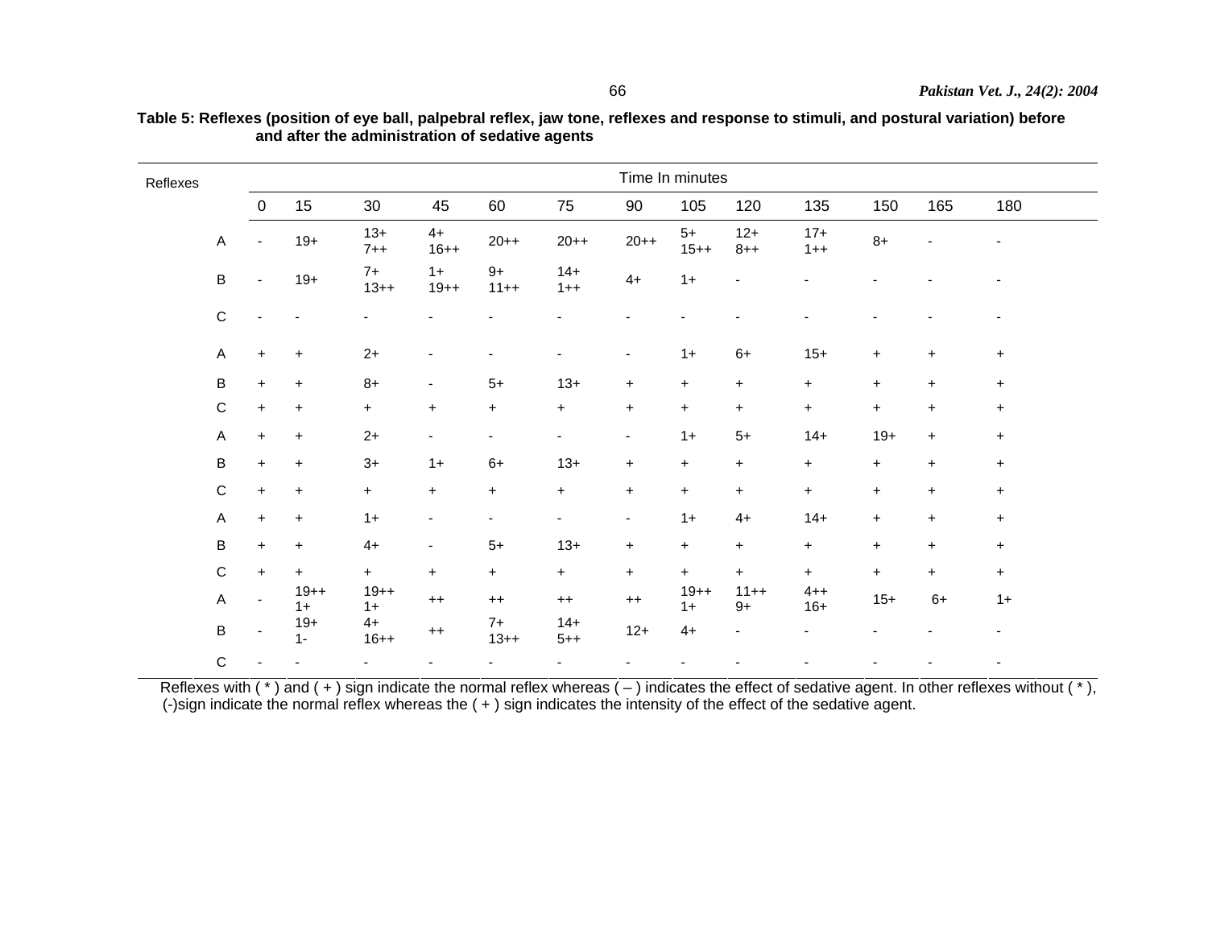**Table 5: Reflexes (position of eye ball, palpebral reflex, jaw tone, reflexes and response to stimuli, and postural variation) before and after the administration of sedative agents**

| Reflexes | | Time In minutes | | | | | | | | | | | | |
|---|---|---|---|---|---|---|---|---|---|---|---|---|---|---|
| | | 0 | 15 | 30 | 45 | 60 | 75 | 90 | 105 | 120 | 135 | 150 | 165 | 180 |
| | A | - | 19+ | 13+ 7++ | 4+ 16++ | 20++ | 20++ | 20++ | 5+ 15++ | 12+ 8++ | 17+ 1++ | 8+ | - | - |
| | B | - | 19+ | 7+ 13++ | 1+ 19++ | 9+ 11++ | 14+ 1++ | 4+ | 1+ | - | - | - | - | - |
| | C | - | - | - | - | - | - | - | - | - | - | - | - | - |
| | A | + | + | 2+ | - | - | - | - | 1+ | 6+ | 15+ | + | + | + |
| | B | + | + | 8+ | - | 5+ | 13+ | + | + | + | + | + | + | + |
| | C | + | + | + | + | + | + | + | + | + | + | + | + | + |
| | A | + | + | 2+ | - | - | - | - | 1+ | 5+ | 14+ | 19+ | + | + |
| | B | + | + | 3+ | 1+ | 6+ | 13+ | + | + | + | + | + | + | + |
| | C | + | + | + | + | + | + | + | + | + | + | + | + | + |
| | A | + | + | 1+ | - | - | - | - | 1+ | 4+ | 14+ | + | + | + |
| | B | + | + | 4+ | - | 5+ | 13+ | + | + | + | + | + | + | + |
| | C | + | + | + | + | + | + | + | + | + | + | + | + | + |
| | A | - | 19++ 1+ | 19++ 1+ | ++ | ++ | ++ | ++ | 19++ 1+ | 11++ 9+ | 4++ 16+ | 15+ | 6+ | 1+ |
| | B | - | 19+ 1- | 4+ 16++ | ++ | 7+ 13++ | 14+ 5++ | 12+ | 4+ | - | - | - | - | - |
| | C | - | - | - | - | - | - | - | - | - | - | - | - | - |

Reflexes with ( * ) and ( + ) sign indicate the normal reflex whereas ( – ) indicates the effect of sedative agent. In other reflexes without ( * ), (-)sign indicate the normal reflex whereas the ( + ) sign indicates the intensity of the effect of the sedative agent.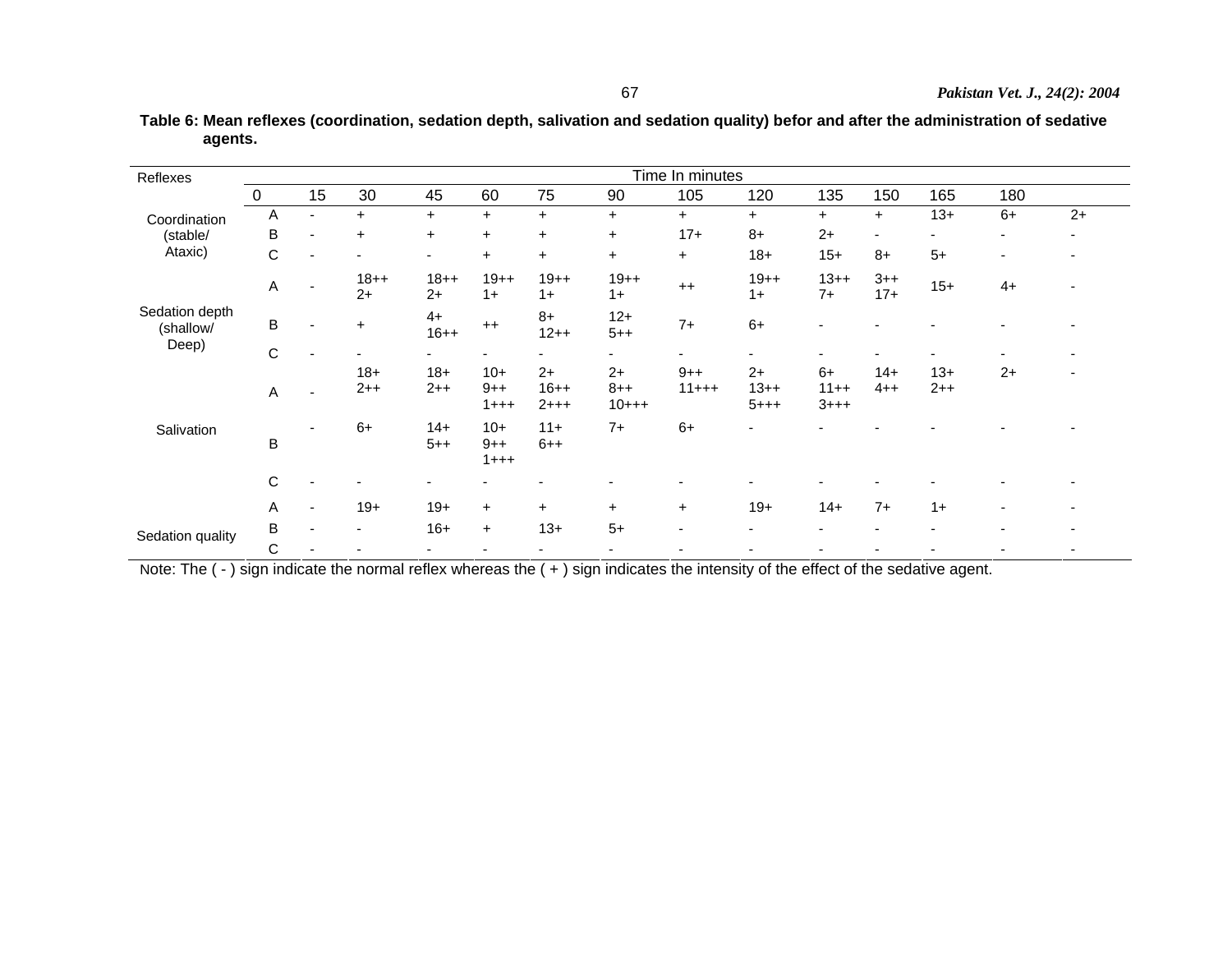**Table 6: Mean reflexes (coordination, sedation depth, salivation and sedation quality) befor and after the administration of sedative agents.**

| Reflexes | Time In minutes | | | | | | | | | | | | | |
|---|---|---|---|---|---|---|---|---|---|---|---|---|---|---|
| | 0 | 15 | 30 | 45 | 60 | 75 | 90 | 105 | 120 | 135 | 150 | 165 | 180 | |
| Coordination (stable/ Ataxic) | A | - | + | + | + | + | + | + | + | + | + | 13+ | 6+ | 2+ |
| | B | - | + | + | + | + | + | 17+ | 8+ | 2+ | - | - | - | - |
| | C | - | - | - | + | + | + | + | 18+ | 15+ | 8+ | 5+ | - | - |
| Sedation depth (shallow/ Deep) | A | - | 18++ 2+ | 18++ 2+ | 19++ 1+ | 19++ 1+ | 19++ 1+ | ++ | 19++ 1+ | 13++ 7+ | 3++ 17+ | 15+ | 4+ | - |
| | B | - | + | 4+ 16++ | ++ | 8+ 12++ | 12+ 5++ | 7+ | 6+ | - | - | - | - | - |
| | C | - | - | - | - | - | - | - | - | - | - | - | - | - |
| Salivation | A | - | 18+ 2++ | 18+ 2++ | 10+ 9++ 1+++ | 2+ 16++ 2+++ | 2+ 8++ 10+++ | 9++ 11+++ | 2+ 13++ 5+++ | 6+ 11++ 3+++ | 14+ 4++ | 13+ 2++ | 2+ | - |
| | B | - | 6+ | 14+ 5++ | 10+ 9++ 1+++ | 11+ 6++ | 7+ | 6+ | - | - | - | - | - | - |
| | C | - | - | - | - | - | - | - | - | - | - | - | - | - |
| Sedation quality | A | - | 19+ | 19+ | + | + | + | + | 19+ | 14+ | 7+ | 1+ | - | - |
| | B | - | - | 16+ | + | 13+ | 5+ | - | - | - | - | - | - | - |
| | C | - | - | - | - | - | - | - | - | - | - | - | - | - |

Note: The ( - ) sign indicate the normal reflex whereas the ( + ) sign indicates the intensity of the effect of the sedative agent.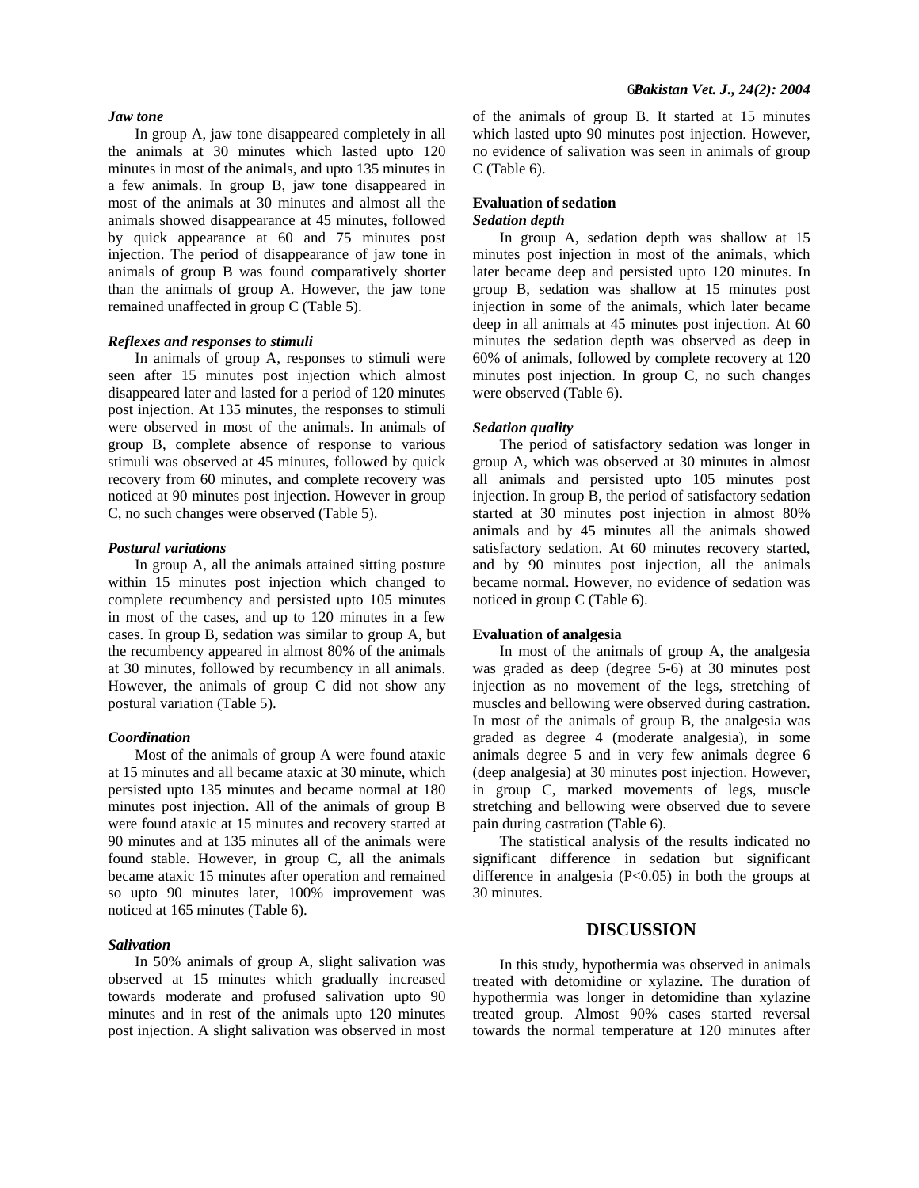### *Jaw tone*

In group A, jaw tone disappeared completely in all the animals at 30 minutes which lasted upto 120 minutes in most of the animals, and upto 135 minutes in a few animals. In group B, jaw tone disappeared in most of the animals at 30 minutes and almost all the animals showed disappearance at 45 minutes, followed by quick appearance at 60 and 75 minutes post injection. The period of disappearance of jaw tone in animals of group B was found comparatively shorter than the animals of group A. However, the jaw tone remained unaffected in group C (Table 5).

### *Reflexes and responses to stimuli*

In animals of group A, responses to stimuli were seen after 15 minutes post injection which almost disappeared later and lasted for a period of 120 minutes post injection. At 135 minutes, the responses to stimuli were observed in most of the animals. In animals of group B, complete absence of response to various stimuli was observed at 45 minutes, followed by quick recovery from 60 minutes, and complete recovery was noticed at 90 minutes post injection. However in group C, no such changes were observed (Table 5).

### *Postural variations*

In group A, all the animals attained sitting posture within 15 minutes post injection which changed to complete recumbency and persisted upto 105 minutes in most of the cases, and up to 120 minutes in a few cases. In group B, sedation was similar to group A, but the recumbency appeared in almost 80% of the animals at 30 minutes, followed by recumbency in all animals. However, the animals of group C did not show any postural variation (Table 5).

### *Coordination*

Most of the animals of group A were found ataxic at 15 minutes and all became ataxic at 30 minute, which persisted upto 135 minutes and became normal at 180 minutes post injection. All of the animals of group B were found ataxic at 15 minutes and recovery started at 90 minutes and at 135 minutes all of the animals were found stable. However, in group C, all the animals became ataxic 15 minutes after operation and remained so upto 90 minutes later, 100% improvement was noticed at 165 minutes (Table 6).

### *Salivation*

In 50% animals of group A, slight salivation was observed at 15 minutes which gradually increased towards moderate and profused salivation upto 90 minutes and in rest of the animals upto 120 minutes post injection. A slight salivation was observed in most of the animals of group B. It started at 15 minutes which lasted upto 90 minutes post injection. However, no evidence of salivation was seen in animals of group C (Table 6).

## Evaluation of sedation

### *Sedation depth*

In group A, sedation depth was shallow at 15 minutes post injection in most of the animals, which later became deep and persisted upto 120 minutes. In group B, sedation was shallow at 15 minutes post injection in some of the animals, which later became deep in all animals at 45 minutes post injection. At 60 minutes the sedation depth was observed as deep in 60% of animals, followed by complete recovery at 120 minutes post injection. In group C, no such changes were observed (Table 6).

### *Sedation quality*

The period of satisfactory sedation was longer in group A, which was observed at 30 minutes in almost all animals and persisted upto 105 minutes post injection. In group B, the period of satisfactory sedation started at 30 minutes post injection in almost 80% animals and by 45 minutes all the animals showed satisfactory sedation. At 60 minutes recovery started, and by 90 minutes post injection, all the animals became normal. However, no evidence of sedation was noticed in group C (Table 6).

## Evaluation of analgesia

In most of the animals of group A, the analgesia was graded as deep (degree 5-6) at 30 minutes post injection as no movement of the legs, stretching of muscles and bellowing were observed during castration. In most of the animals of group B, the analgesia was graded as degree 4 (moderate analgesia), in some animals degree 5 and in very few animals degree 6 (deep analgesia) at 30 minutes post injection. However, in group C, marked movements of legs, muscle stretching and bellowing were observed due to severe pain during castration (Table 6).

The statistical analysis of the results indicated no significant difference in sedation but significant difference in analgesia ($P<0.05$) in both the groups at 30 minutes.

# DISCUSSION

In this study, hypothermia was observed in animals treated with detomidine or xylazine. The duration of hypothermia was longer in detomidine than xylazine treated group. Almost 90% cases started reversal towards the normal temperature at 120 minutes after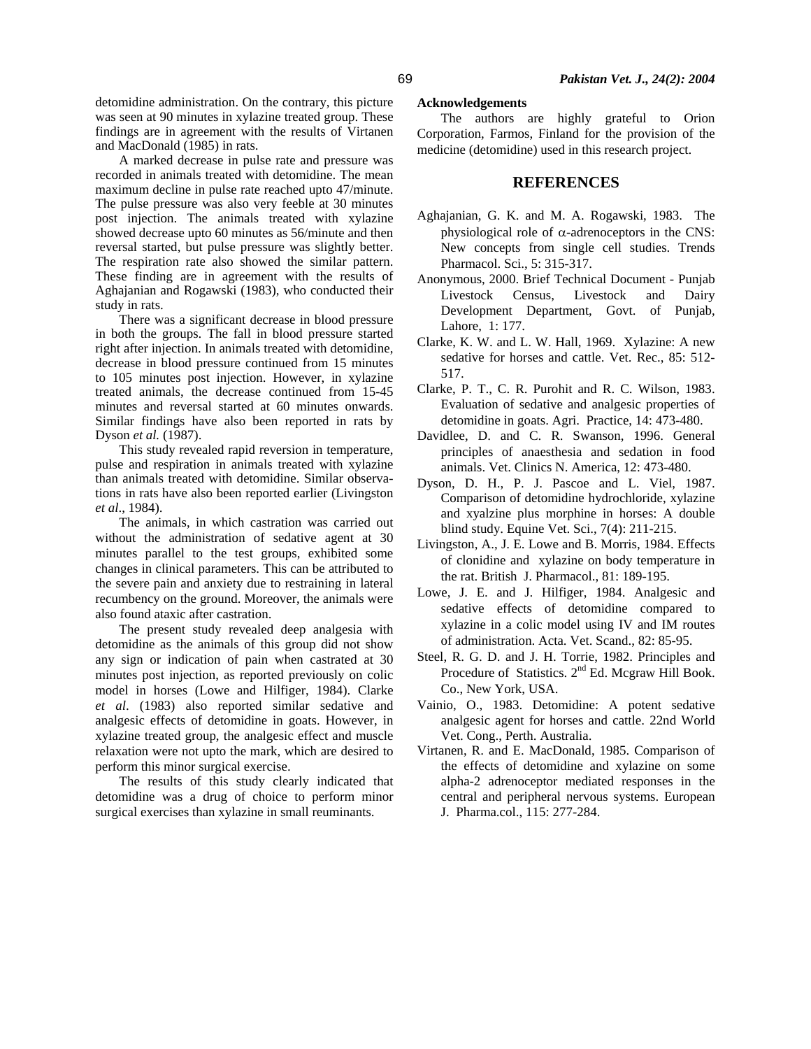detomidine administration. On the contrary, this picture was seen at 90 minutes in xylazine treated group. These findings are in agreement with the results of Virtanen and MacDonald (1985) in rats.

A marked decrease in pulse rate and pressure was recorded in animals treated with detomidine. The mean maximum decline in pulse rate reached upto 47/minute. The pulse pressure was also very feeble at 30 minutes post injection. The animals treated with xylazine showed decrease upto 60 minutes as 56/minute and then reversal started, but pulse pressure was slightly better. The respiration rate also showed the similar pattern. These finding are in agreement with the results of Aghajanian and Rogawski (1983), who conducted their study in rats.

There was a significant decrease in blood pressure in both the groups. The fall in blood pressure started right after injection. In animals treated with detomidine, decrease in blood pressure continued from 15 minutes to 105 minutes post injection. However, in xylazine treated animals, the decrease continued from 15-45 minutes and reversal started at 60 minutes onwards. Similar findings have also been reported in rats by Dyson *et al.* (1987).

This study revealed rapid reversion in temperature, pulse and respiration in animals treated with xylazine than animals treated with detomidine. Similar observations in rats have also been reported earlier (Livingston *et al*., 1984).

The animals, in which castration was carried out without the administration of sedative agent at 30 minutes parallel to the test groups, exhibited some changes in clinical parameters. This can be attributed to the severe pain and anxiety due to restraining in lateral recumbency on the ground. Moreover, the animals were also found ataxic after castration.

The present study revealed deep analgesia with detomidine as the animals of this group did not show any sign or indication of pain when castrated at 30 minutes post injection, as reported previously on colic model in horses (Lowe and Hilfiger, 1984). Clarke *et al*. (1983) also reported similar sedative and analgesic effects of detomidine in goats. However, in xylazine treated group, the analgesic effect and muscle relaxation were not upto the mark, which are desired to perform this minor surgical exercise.

The results of this study clearly indicated that detomidine was a drug of choice to perform minor surgical exercises than xylazine in small reuminants.

**Acknowledgements**

The authors are highly grateful to Orion Corporation, Farmos, Finland for the provision of the medicine (detomidine) used in this research project.

## REFERENCES

Aghajanian, G. K. and M. A. Rogawski, 1983. The physiological role of $\alpha$-adrenoceptors in the CNS: New concepts from single cell studies. Trends Pharmacol. Sci., 5: 315-317.

Anonymous, 2000. Brief Technical Document - Punjab Livestock Census, Livestock and Dairy Development Department, Govt. of Punjab, Lahore, 1: 177.

Clarke, K. W. and L. W. Hall, 1969. Xylazine: A new sedative for horses and cattle. Vet. Rec., 85: 512-517.

Clarke, P. T., C. R. Purohit and R. C. Wilson, 1983. Evaluation of sedative and analgesic properties of detomidine in goats. Agri. Practice, 14: 473-480.

Davidlee, D. and C. R. Swanson, 1996. General principles of anaesthesia and sedation in food animals. Vet. Clinics N. America, 12: 473-480.

Dyson, D. H., P. J. Pascoe and L. Viel, 1987. Comparison of detomidine hydrochloride, xylazine and xyalzine plus morphine in horses: A double blind study. Equine Vet. Sci., 7(4): 211-215.

Livingston, A., J. E. Lowe and B. Morris, 1984. Effects of clonidine and xylazine on body temperature in the rat. British J. Pharmacol., 81: 189-195.

Lowe, J. E. and J. Hilfiger, 1984. Analgesic and sedative effects of detomidine compared to xylazine in a colic model using IV and IM routes of administration. Acta. Vet. Scand., 82: 85-95.

Steel, R. G. D. and J. H. Torrie, 1982. Principles and Procedure of Statistics. 2nd Ed. Mcgraw Hill Book. Co., New York, USA.

Vainio, O., 1983. Detomidine: A potent sedative analgesic agent for horses and cattle. 22nd World Vet. Cong., Perth. Australia.

Virtanen, R. and E. MacDonald, 1985. Comparison of the effects of detomidine and xylazine on some alpha-2 adrenoceptor mediated responses in the central and peripheral nervous systems. European J. Pharma.col., 115: 277-284.